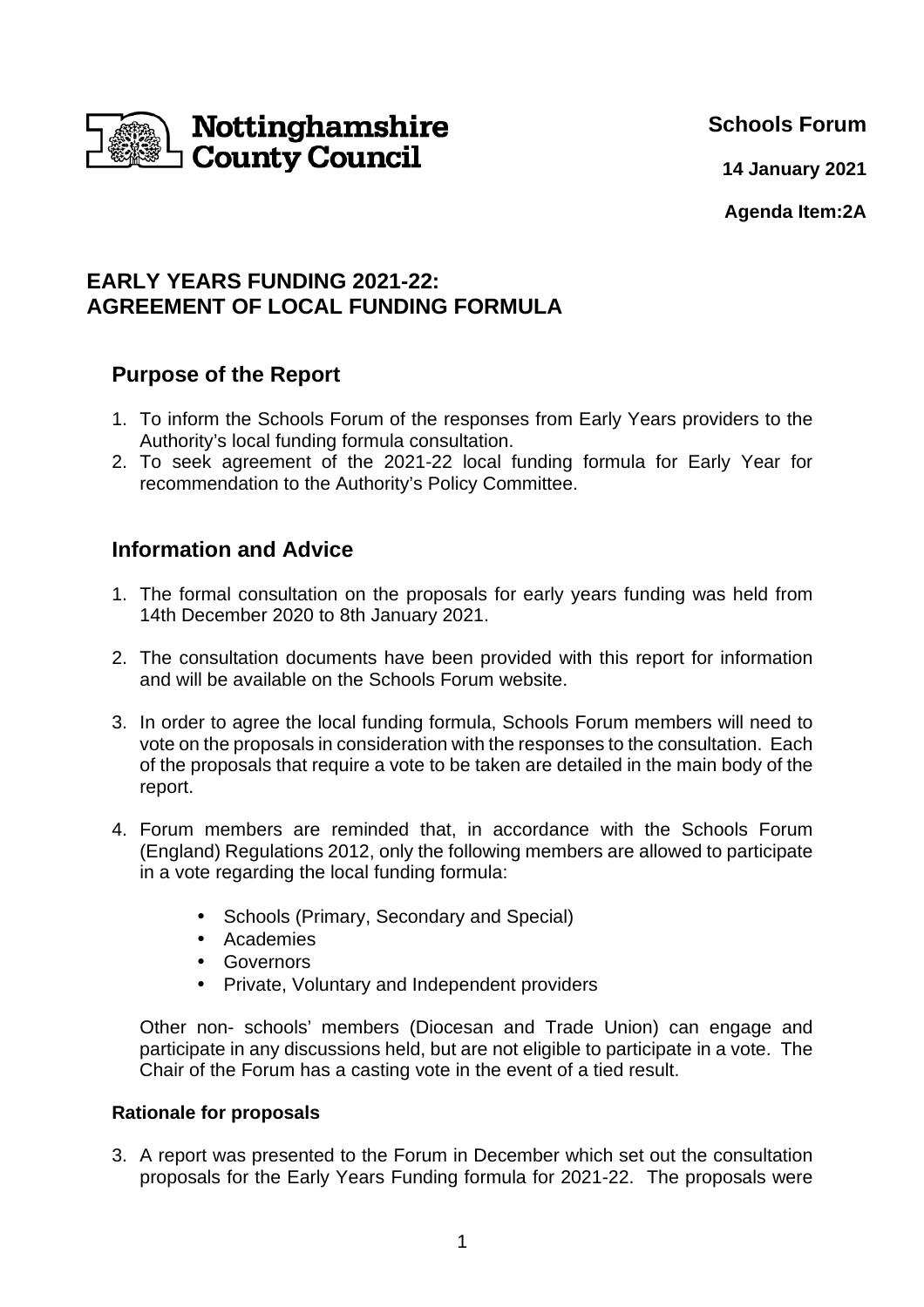Nottinghamshire County Council

**Schools Forum**

**14 January 2021**

**Agenda Item:2A**

# EARLY YEARS FUNDING 2021-22: AGREEMENT OF LOCAL FUNDING FORMULA

## Purpose of the Report

1. To inform the Schools Forum of the responses from Early Years providers to the Authority's local funding formula consultation.
2. To seek agreement of the 2021-22 local funding formula for Early Year for recommendation to the Authority's Policy Committee.

## Information and Advice

1. The formal consultation on the proposals for early years funding was held from 14th December 2020 to 8th January 2021.

2. The consultation documents have been provided with this report for information and will be available on the Schools Forum website.

3. In order to agree the local funding formula, Schools Forum members will need to vote on the proposals in consideration with the responses to the consultation. Each of the proposals that require a vote to be taken are detailed in the main body of the report.

4. Forum members are reminded that, in accordance with the Schools Forum (England) Regulations 2012, only the following members are allowed to participate in a vote regarding the local funding formula:

    - Schools (Primary, Secondary and Special)
    - Academies
    - Governors
    - Private, Voluntary and Independent providers

    Other non- schools' members (Diocesan and Trade Union) can engage and participate in any discussions held, but are not eligible to participate in a vote. The Chair of the Forum has a casting vote in the event of a tied result.

**Rationale for proposals**

3. A report was presented to the Forum in December which set out the consultation proposals for the Early Years Funding formula for 2021-22. The proposals were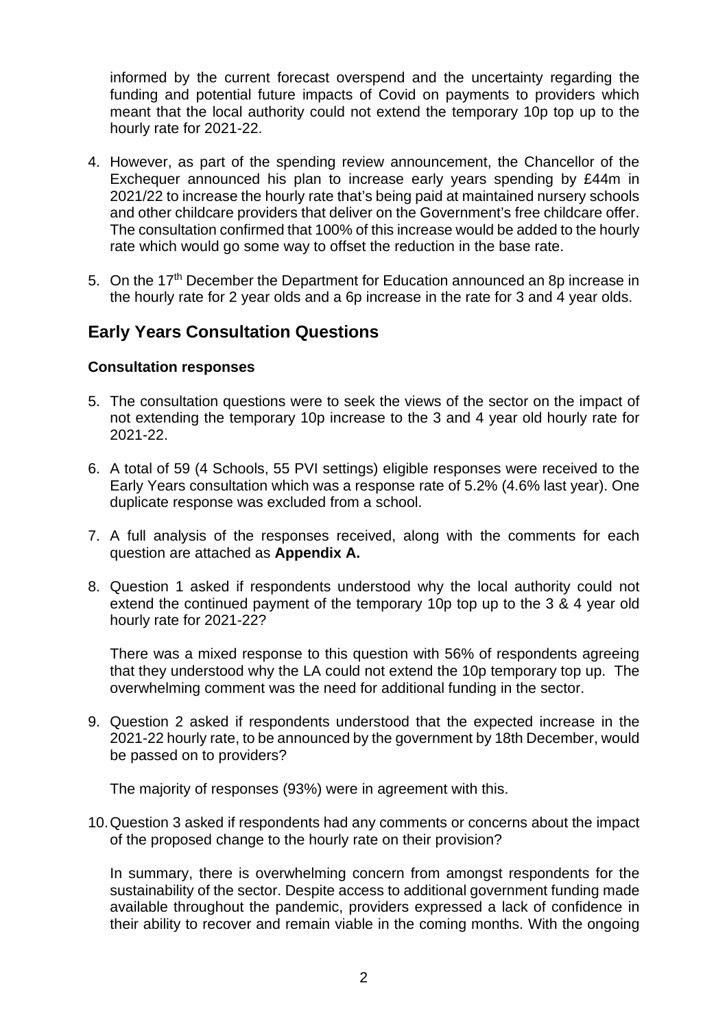informed by the current forecast overspend and the uncertainty regarding the funding and potential future impacts of Covid on payments to providers which meant that the local authority could not extend the temporary 10p top up to the hourly rate for 2021-22.

4. However, as part of the spending review announcement, the Chancellor of the Exchequer announced his plan to increase early years spending by £44m in 2021/22 to increase the hourly rate that's being paid at maintained nursery schools and other childcare providers that deliver on the Government's free childcare offer. The consultation confirmed that 100% of this increase would be added to the hourly rate which would go some way to offset the reduction in the base rate.

5. On the 17th December the Department for Education announced an 8p increase in the hourly rate for 2 year olds and a 6p increase in the rate for 3 and 4 year olds.

## Early Years Consultation Questions

**Consultation responses**

5. The consultation questions were to seek the views of the sector on the impact of not extending the temporary 10p increase to the 3 and 4 year old hourly rate for 2021-22.

6. A total of 59 (4 Schools, 55 PVI settings) eligible responses were received to the Early Years consultation which was a response rate of 5.2% (4.6% last year). One duplicate response was excluded from a school.

7. A full analysis of the responses received, along with the comments for each question are attached as **Appendix A.**

8. Question 1 asked if respondents understood why the local authority could not extend the continued payment of the temporary 10p top up to the 3 & 4 year old hourly rate for 2021-22?

   There was a mixed response to this question with 56% of respondents agreeing that they understood why the LA could not extend the 10p temporary top up. The overwhelming comment was the need for additional funding in the sector.

9. Question 2 asked if respondents understood that the expected increase in the 2021-22 hourly rate, to be announced by the government by 18th December, would be passed on to providers?

   The majority of responses (93%) were in agreement with this.

10. Question 3 asked if respondents had any comments or concerns about the impact of the proposed change to the hourly rate on their provision?

    In summary, there is overwhelming concern from amongst respondents for the sustainability of the sector. Despite access to additional government funding made available throughout the pandemic, providers expressed a lack of confidence in their ability to recover and remain viable in the coming months. With the ongoing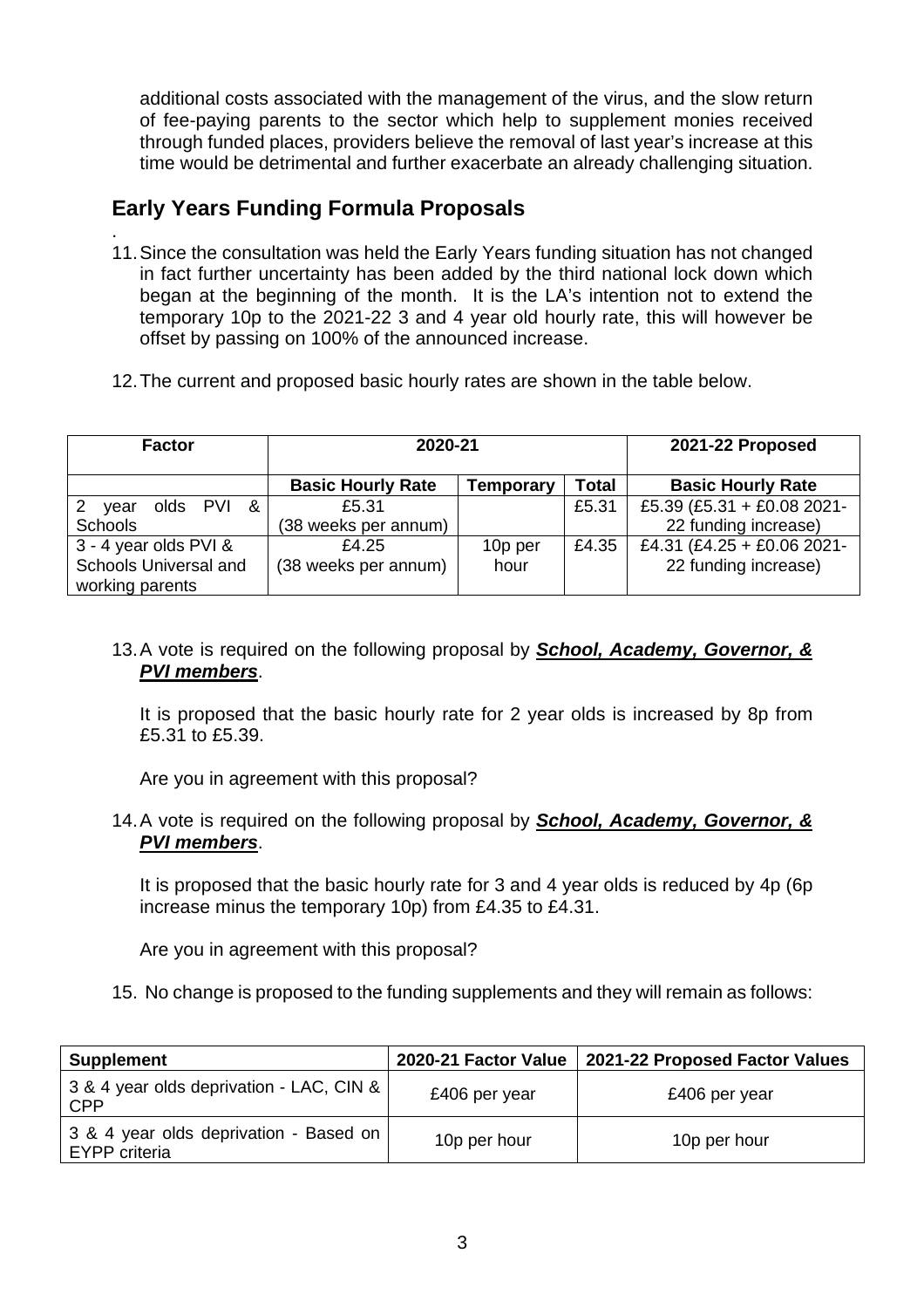additional costs associated with the management of the virus, and the slow return of fee-paying parents to the sector which help to supplement monies received through funded places, providers believe the removal of last year's increase at this time would be detrimental and further exacerbate an already challenging situation.

## Early Years Funding Formula Proposals

.

11. Since the consultation was held the Early Years funding situation has not changed in fact further uncertainty has been added by the third national lock down which began at the beginning of the month. It is the LA's intention not to extend the temporary 10p to the 2021-22 3 and 4 year old hourly rate, this will however be offset by passing on 100% of the announced increase.

12. The current and proposed basic hourly rates are shown in the table below.

| Factor | 2020-21 | | | 2021-22 Proposed |
|---|---|---|---|---|
| | **Basic Hourly Rate** | **Temporary** | **Total** | **Basic Hourly Rate** |
| 2 year olds PVI & Schools | £5.31 (38 weeks per annum) | | £5.31 | £5.39 (£5.31 + £0.08 2021-22 funding increase) |
| 3 - 4 year olds PVI & Schools Universal and working parents | £4.25 (38 weeks per annum) | 10p per hour | £4.35 | £4.31 (£4.25 + £0.06 2021-22 funding increase) |

13. A vote is required on the following proposal by ***School, Academy, Governor, & PVI members***.

    It is proposed that the basic hourly rate for 2 year olds is increased by 8p from £5.31 to £5.39.

    Are you in agreement with this proposal?

14. A vote is required on the following proposal by ***School, Academy, Governor, & PVI members***.

    It is proposed that the basic hourly rate for 3 and 4 year olds is reduced by 4p (6p increase minus the temporary 10p) from £4.35 to £4.31.

    Are you in agreement with this proposal?

15. No change is proposed to the funding supplements and they will remain as follows:

| Supplement | 2020-21 Factor Value | 2021-22 Proposed Factor Values |
|---|---|---|
| 3 & 4 year olds deprivation - LAC, CIN & CPP | £406 per year | £406 per year |
| 3 & 4 year olds deprivation - Based on EYPP criteria | 10p per hour | 10p per hour |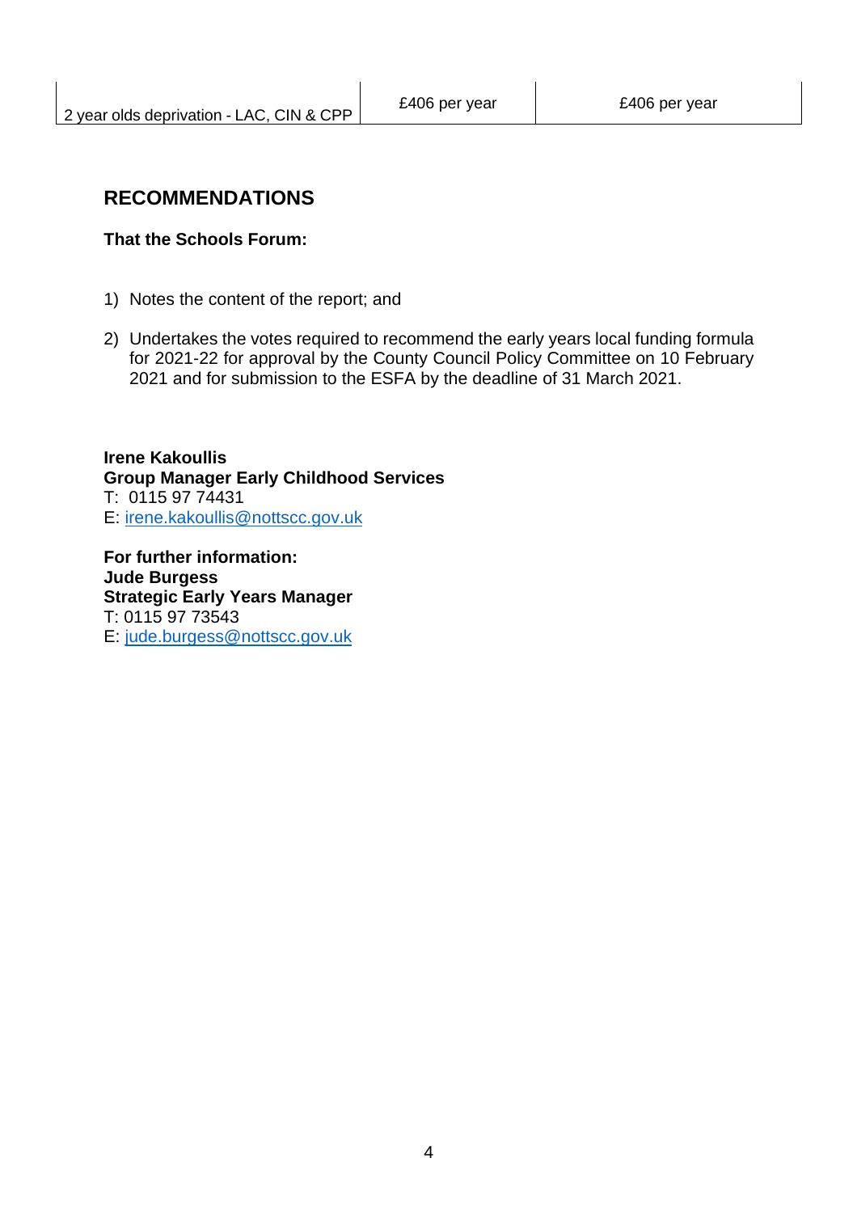| | | |
|---|---|---|
| 2 year olds deprivation - LAC, CIN & CPP | £406 per year | £406 per year |

## RECOMMENDATIONS

**That the Schools Forum:**

1) Notes the content of the report; and

2) Undertakes the votes required to recommend the early years local funding formula for 2021-22 for approval by the County Council Policy Committee on 10 February 2021 and for submission to the ESFA by the deadline of 31 March 2021.

**Irene Kakoullis**
**Group Manager Early Childhood Services**
T: 0115 97 74431
E: irene.kakoullis@nottscc.gov.uk

**For further information:**
**Jude Burgess**
**Strategic Early Years Manager**
T: 0115 97 73543
E: jude.burgess@nottscc.gov.uk